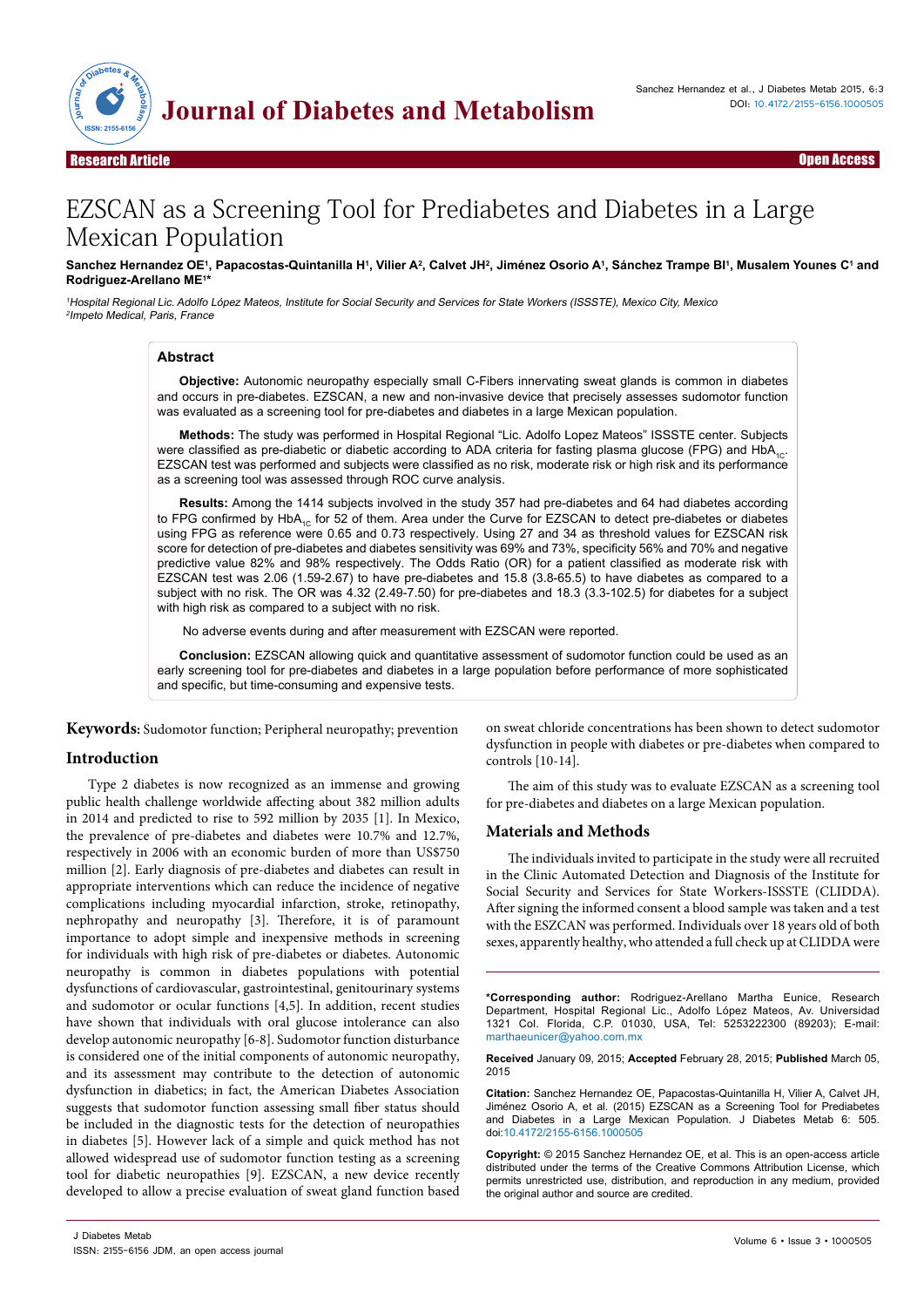Research Article — Open Access

# EZSCAN as a Screening Tool for Prediabetes and Diabetes in a Large Mexican Population

**Sanchez Hernandez OE[1], Papacostas-Quintanilla H[1], Vilier A[2], Calvet JH[2], Jiménez Osorio A[1], Sánchez Trampe BI[1], Musalem Younes C[1] and Rodriguez-Arellano ME[1]***

[1]*Hospital Regional Lic. Adolfo López Mateos, Institute for Social Security and Services for State Workers (ISSSTE), Mexico City, Mexico*
[2]*Impeto Medical, Paris, France*

## Abstract

**Objective:** Autonomic neuropathy especially small C-Fibers innervating sweat glands is common in diabetes and occurs in pre-diabetes. EZSCAN, a new and non-invasive device that precisely assesses sudomotor function was evaluated as a screening tool for pre-diabetes and diabetes in a large Mexican population.

**Methods:** The study was performed in Hospital Regional "Lic. Adolfo Lopez Mateos" ISSSTE center. Subjects were classified as pre-diabetic or diabetic according to ADA criteria for fasting plasma glucose (FPG) and $HbA_{1C}$. EZSCAN test was performed and subjects were classified as no risk, moderate risk or high risk and its performance as a screening tool was assessed through ROC curve analysis.

**Results:** Among the 1414 subjects involved in the study 357 had pre-diabetes and 64 had diabetes according to FPG confirmed by $HbA_{1c}$ for 52 of them. Area under the Curve for EZSCAN to detect pre-diabetes or diabetes using FPG as reference were 0.65 and 0.73 respectively. Using 27 and 34 as threshold values for EZSCAN risk score for detection of pre-diabetes and diabetes sensitivity was 69% and 73%, specificity 56% and 70% and negative predictive value 82% and 98% respectively. The Odds Ratio (OR) for a patient classified as moderate risk with EZSCAN test was 2.06 (1.59-2.67) to have pre-diabetes and 15.8 (3.8-65.5) to have diabetes as compared to a subject with no risk. The OR was 4.32 (2.49-7.50) for pre-diabetes and 18.3 (3.3-102.5) for diabetes for a subject with high risk as compared to a subject with no risk.

No adverse events during and after measurement with EZSCAN were reported.

**Conclusion:** EZSCAN allowing quick and quantitative assessment of sudomotor function could be used as an early screening tool for pre-diabetes and diabetes in a large population before performance of more sophisticated and specific, but time-consuming and expensive tests.

**Keywords:** Sudomotor function; Peripheral neuropathy; prevention

## Introduction

Type 2 diabetes is now recognized as an immense and growing public health challenge worldwide affecting about 382 million adults in 2014 and predicted to rise to 592 million by 2035 [1]. In Mexico, the prevalence of pre-diabetes and diabetes were 10.7% and 12.7%, respectively in 2006 with an economic burden of more than US$750 million [2]. Early diagnosis of pre-diabetes and diabetes can result in appropriate interventions which can reduce the incidence of negative complications including myocardial infarction, stroke, retinopathy, nephropathy and neuropathy [3]. Therefore, it is of paramount importance to adopt simple and inexpensive methods in screening for individuals with high risk of pre-diabetes or diabetes. Autonomic neuropathy is common in diabetes populations with potential dysfunctions of cardiovascular, gastrointestinal, genitourinary systems and sudomotor or ocular functions [4,5]. In addition, recent studies have shown that individuals with oral glucose intolerance can also develop autonomic neuropathy [6-8]. Sudomotor function disturbance is considered one of the initial components of autonomic neuropathy, and its assessment may contribute to the detection of autonomic dysfunction in diabetics; in fact, the American Diabetes Association suggests that sudomotor function assessing small fiber status should be included in the diagnostic tests for the detection of neuropathies in diabetes [5]. However lack of a simple and quick method has not allowed widespread use of sudomotor function testing as a screening tool for diabetic neuropathies [9]. EZSCAN, a new device recently developed to allow a precise evaluation of sweat gland function based on sweat chloride concentrations has been shown to detect sudomotor dysfunction in people with diabetes or pre-diabetes when compared to controls [10-14].

The aim of this study was to evaluate EZSCAN as a screening tool for pre-diabetes and diabetes on a large Mexican population.

## Materials and Methods

The individuals invited to participate in the study were all recruited in the Clinic Automated Detection and Diagnosis of the Institute for Social Security and Services for State Workers-ISSSTE (CLIDDA). After signing the informed consent a blood sample was taken and a test with the ESZCAN was performed. Individuals over 18 years old of both sexes, apparently healthy, who attended a full check up at CLIDDA were

---

***Corresponding author:** Rodriguez-Arellano Martha Eunice, Research Department, Hospital Regional Lic., Adolfo López Mateos, Av. Universidad 1321 Col. Florida, C.P. 01030, USA, Tel: 5253222300 (89203); E-mail: marthaeunicer@yahoo.com.mx

**Received** January 09, 2015; **Accepted** February 28, 2015; **Published** March 05, 2015

**Citation:** Sanchez Hernandez OE, Papacostas-Quintanilla H, Vilier A, Calvet JH, Jiménez Osorio A, et al. (2015) EZSCAN as a Screening Tool for Prediabetes and Diabetes in a Large Mexican Population. J Diabetes Metab 6: 505. doi:10.4172/2155-6156.1000505

**Copyright:** © 2015 Sanchez Hernandez OE, et al. This is an open-access article distributed under the terms of the Creative Commons Attribution License, which permits unrestricted use, distribution, and reproduction in any medium, provided the original author and source are credited.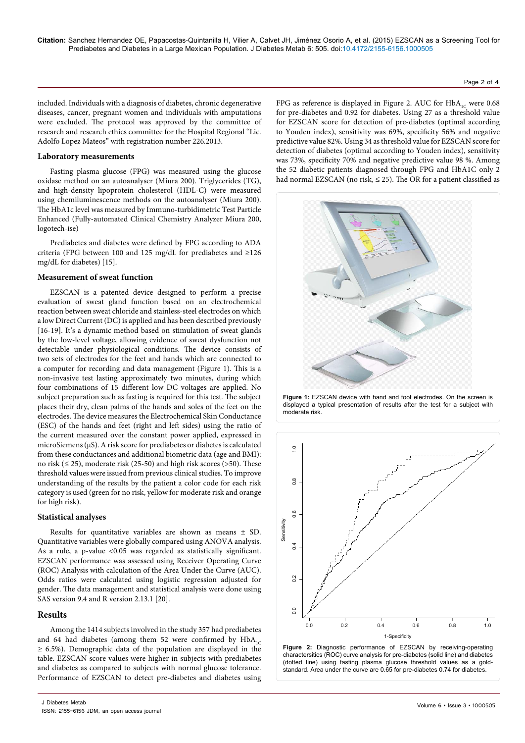included. Individuals with a diagnosis of diabetes, chronic degenerative diseases, cancer, pregnant women and individuals with amputations were excluded. The protocol was approved by the committee of research and research ethics committee for the Hospital Regional "Lic. Adolfo Lopez Mateos" with registration number 226.2013.

### Laboratory measurements

Fasting plasma glucose (FPG) was measured using the glucose oxidase method on an autoanalyser (Miura 200). Triglycerides (TG), and high-density lipoprotein cholesterol (HDL-C) were measured using chemiluminescence methods on the autoanalyser (Miura 200). The HbA1c level was measured by Immuno-turbidimetric Test Particle Enhanced (Fully-automated Clinical Chemistry Analyzer Miura 200, logotech-ise)

Prediabetes and diabetes were defined by FPG according to ADA criteria (FPG between 100 and 125 mg/dL for prediabetes and ≥126 mg/dL for diabetes) [15].

### Measurement of sweat function

EZSCAN is a patented device designed to perform a precise evaluation of sweat gland function based on an electrochemical reaction between sweat chloride and stainless-steel electrodes on which a low Direct Current (DC) is applied and has been described previously [16-19]. It's a dynamic method based on stimulation of sweat glands by the low-level voltage, allowing evidence of sweat dysfunction not detectable under physiological conditions. The device consists of two sets of electrodes for the feet and hands which are connected to a computer for recording and data management (Figure 1). This is a non-invasive test lasting approximately two minutes, during which four combinations of 15 different low DC voltages are applied. No subject preparation such as fasting is required for this test. The subject places their dry, clean palms of the hands and soles of the feet on the electrodes. The device measures the Electrochemical Skin Conductance (ESC) of the hands and feet (right and left sides) using the ratio of the current measured over the constant power applied, expressed in microSiemens (μS). A risk score for prediabetes or diabetes is calculated from these conductances and additional biometric data (age and BMI): no risk (≤ 25), moderate risk (25-50) and high risk scores (>50). These threshold values were issued from previous clinical studies. To improve understanding of the results by the patient a color code for each risk category is used (green for no risk, yellow for moderate risk and orange for high risk).

### Statistical analyses

Results for quantitative variables are shown as means ± SD. Quantitative variables were globally compared using ANOVA analysis. As a rule, a p-value <0.05 was regarded as statistically significant. EZSCAN performance was assessed using Receiver Operating Curve (ROC) Analysis with calculation of the Area Under the Curve (AUC). Odds ratios were calculated using logistic regression adjusted for gender. The data management and statistical analysis were done using SAS version 9.4 and R version 2.13.1 [20].

## Results

Among the 1414 subjects involved in the study 357 had prediabetes and 64 had diabetes (among them 52 were confirmed by $HbA_{1C}$ ≥ 6.5%). Demographic data of the population are displayed in the table. EZSCAN score values were higher in subjects with prediabetes and diabetes as compared to subjects with normal glucose tolerance. Performance of EZSCAN to detect pre-diabetes and diabetes using FPG as reference is displayed in Figure 2. AUC for $HbA_{1C}$ were 0.68 for pre-diabetes and 0.92 for diabetes. Using 27 as a threshold value for EZSCAN score for detection of pre-diabetes (optimal according to Youden index), sensitivity was 69%, specificity 56% and negative predictive value 82%. Using 34 as threshold value for EZSCAN score for detection of diabetes (optimal according to Youden index), sensitivity was 73%, specificity 70% and negative predictive value 98 %. Among the 52 diabetic patients diagnosed through FPG and HbA1C only 2 had normal EZSCAN (no risk, ≤ 25). The OR for a patient classified as

**Figure 1:** EZSCAN device with hand and foot electrodes. On the screen is displayed a typical presentation of results after the test for a subject with moderate risk.

**Figure 2:** Diagnostic performance of EZSCAN by receiving-operating charactersitics (ROC) curve analysis for pre-diabetes (solid line) and diabetes (dotted line) using fasting plasma glucose threshold values as a gold-standard. Area under the curve are 0.65 for pre-diabetes 0.74 for diabetes.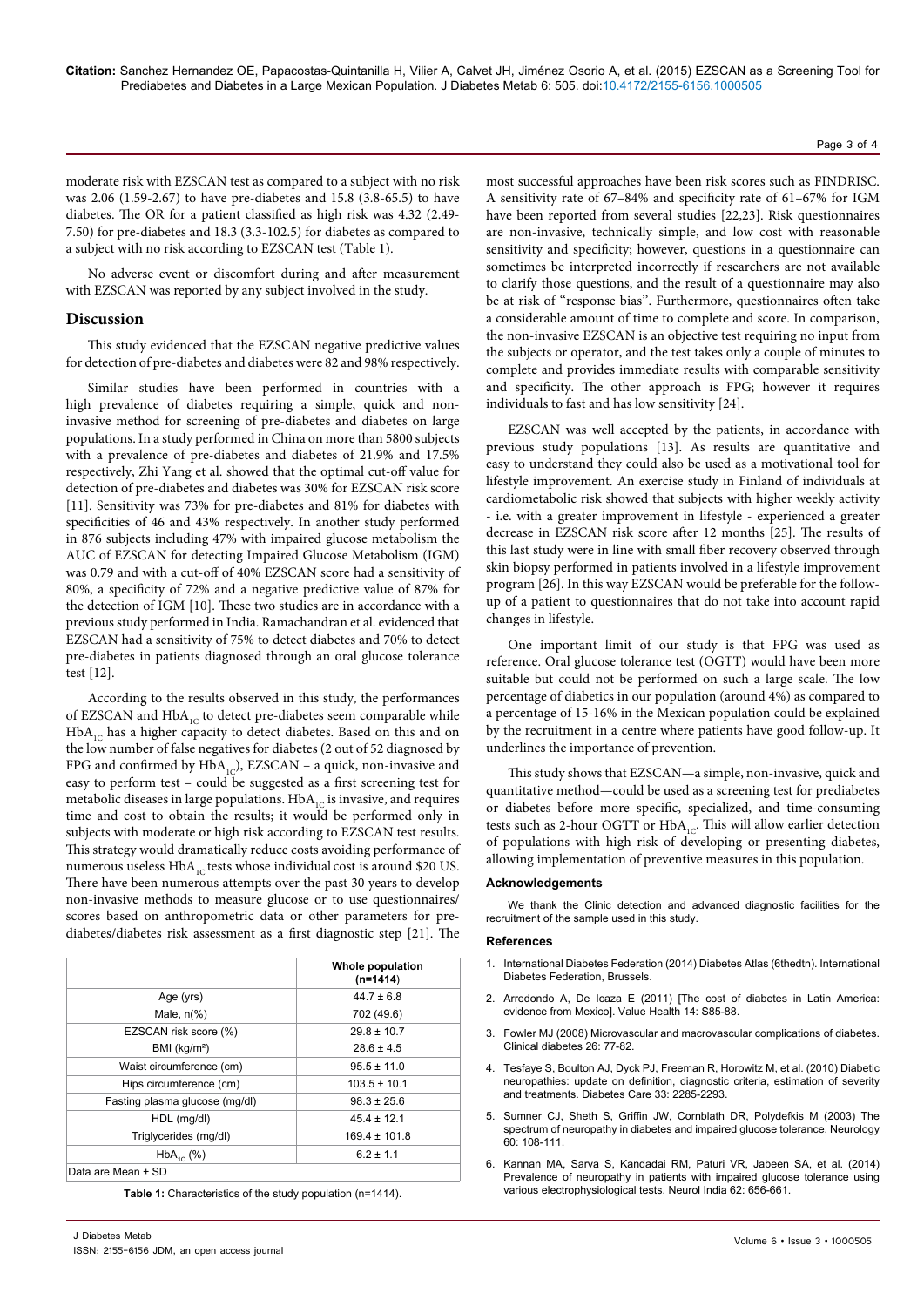moderate risk with EZSCAN test as compared to a subject with no risk was 2.06 (1.59-2.67) to have pre-diabetes and 15.8 (3.8-65.5) to have diabetes. The OR for a patient classified as high risk was 4.32 (2.49-7.50) for pre-diabetes and 18.3 (3.3-102.5) for diabetes as compared to a subject with no risk according to EZSCAN test (Table 1).

No adverse event or discomfort during and after measurement with EZSCAN was reported by any subject involved in the study.

## Discussion

This study evidenced that the EZSCAN negative predictive values for detection of pre-diabetes and diabetes were 82 and 98% respectively.

Similar studies have been performed in countries with a high prevalence of diabetes requiring a simple, quick and non-invasive method for screening of pre-diabetes and diabetes on large populations. In a study performed in China on more than 5800 subjects with a prevalence of pre-diabetes and diabetes of 21.9% and 17.5% respectively, Zhi Yang et al. showed that the optimal cut-off value for detection of pre-diabetes and diabetes was 30% for EZSCAN risk score [11]. Sensitivity was 73% for pre-diabetes and 81% for diabetes with specificities of 46 and 43% respectively. In another study performed in 876 subjects including 47% with impaired glucose metabolism the AUC of EZSCAN for detecting Impaired Glucose Metabolism (IGM) was 0.79 and with a cut-off of 40% EZSCAN score had a sensitivity of 80%, a specificity of 72% and a negative predictive value of 87% for the detection of IGM [10]. These two studies are in accordance with a previous study performed in India. Ramachandran et al. evidenced that EZSCAN had a sensitivity of 75% to detect diabetes and 70% to detect pre-diabetes in patients diagnosed through an oral glucose tolerance test [12].

According to the results observed in this study, the performances of EZSCAN and $HbA_{1C}$ to detect pre-diabetes seem comparable while $HbA_{1C}$ has a higher capacity to detect diabetes. Based on this and on the low number of false negatives for diabetes (2 out of 52 diagnosed by FPG and confirmed by $HbA_{1C}$), EZSCAN – a quick, non-invasive and easy to perform test – could be suggested as a first screening test for metabolic diseases in large populations. $HbA_{1C}$ is invasive, and requires time and cost to obtain the results; it would be performed only in subjects with moderate or high risk according to EZSCAN test results. This strategy would dramatically reduce costs avoiding performance of numerous useless $HbA_{1C}$ tests whose individual cost is around $20 US. There have been numerous attempts over the past 30 years to develop non-invasive methods to measure glucose or to use questionnaires/scores based on anthropometric data or other parameters for pre-diabetes/diabetes risk assessment as a first diagnostic step [21]. The most successful approaches have been risk scores such as FINDRISC. A sensitivity rate of 67–84% and specificity rate of 61–67% for IGM have been reported from several studies [22,23]. Risk questionnaires are non-invasive, technically simple, and low cost with reasonable sensitivity and specificity; however, questions in a questionnaire can sometimes be interpreted incorrectly if researchers are not available to clarify those questions, and the result of a questionnaire may also be at risk of "response bias". Furthermore, questionnaires often take a considerable amount of time to complete and score. In comparison, the non-invasive EZSCAN is an objective test requiring no input from the subjects or operator, and the test takes only a couple of minutes to complete and provides immediate results with comparable sensitivity and specificity. The other approach is FPG; however it requires individuals to fast and has low sensitivity [24].

| | Whole population (n=1414) |
|---|---|
| Age (yrs) | 44.7 ± 6.8 |
| Male, n(%) | 702 (49.6) |
| EZSCAN risk score (%) | 29.8 ± 10.7 |
| BMI (kg/m²) | 28.6 ± 4.5 |
| Waist circumference (cm) | 95.5 ± 11.0 |
| Hips circumference (cm) | 103.5 ± 10.1 |
| Fasting plasma glucose (mg/dl) | 98.3 ± 25.6 |
| HDL (mg/dl) | 45.4 ± 12.1 |
| Triglycerides (mg/dl) | 169.4 ± 101.8 |
| $HbA_{1C}$ (%) | 6.2 ± 1.1 |
| Data are Mean ± SD | |

**Table 1:** Characteristics of the study population (n=1414).

EZSCAN was well accepted by the patients, in accordance with previous study populations [13]. As results are quantitative and easy to understand they could also be used as a motivational tool for lifestyle improvement. An exercise study in Finland of individuals at cardiometabolic risk showed that subjects with higher weekly activity - i.e. with a greater improvement in lifestyle - experienced a greater decrease in EZSCAN risk score after 12 months [25]. The results of this last study were in line with small fiber recovery observed through skin biopsy performed in patients involved in a lifestyle improvement program [26]. In this way EZSCAN would be preferable for the follow-up of a patient to questionnaires that do not take into account rapid changes in lifestyle.

One important limit of our study is that FPG was used as reference. Oral glucose tolerance test (OGTT) would have been more suitable but could not be performed on such a large scale. The low percentage of diabetics in our population (around 4%) as compared to a percentage of 15-16% in the Mexican population could be explained by the recruitment in a centre where patients have good follow-up. It underlines the importance of prevention.

This study shows that EZSCAN—a simple, non-invasive, quick and quantitative method—could be used as a screening test for prediabetes or diabetes before more specific, specialized, and time-consuming tests such as 2-hour OGTT or $HbA_{1C}$. This will allow earlier detection of populations with high risk of developing or presenting diabetes, allowing implementation of preventive measures in this population.

### Acknowledgements

We thank the Clinic detection and advanced diagnostic facilities for the recruitment of the sample used in this study.

### References

1. International Diabetes Federation (2014) Diabetes Atlas (6thedtn). International Diabetes Federation, Brussels.
2. Arredondo A, De Icaza E (2011) [The cost of diabetes in Latin America: evidence from Mexico]. Value Health 14: S85-88.
3. Fowler MJ (2008) Microvascular and macrovascular complications of diabetes. Clinical diabetes 26: 77-82.
4. Tesfaye S, Boulton AJ, Dyck PJ, Freeman R, Horowitz M, et al. (2010) Diabetic neuropathies: update on definition, diagnostic criteria, estimation of severity and treatments. Diabetes Care 33: 2285-2293.
5. Sumner CJ, Sheth S, Griffin JW, Cornblath DR, Polydefkis M (2003) The spectrum of neuropathy in diabetes and impaired glucose tolerance. Neurology 60: 108-111.
6. Kannan MA, Sarva S, Kandadai RM, Paturi VR, Jabeen SA, et al. (2014) Prevalence of neuropathy in patients with impaired glucose tolerance using various electrophysiological tests. Neurol India 62: 656-661.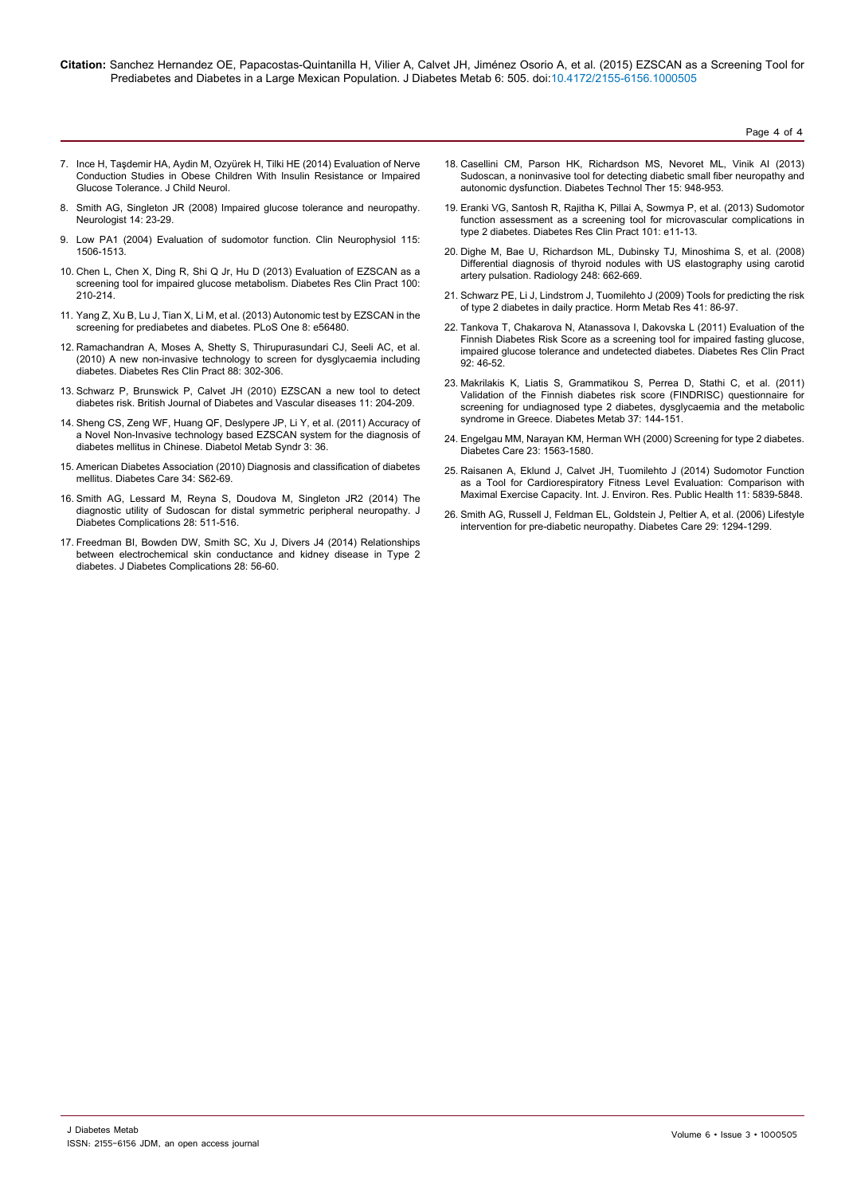7. Ince H, Taşdemir HA, Aydin M, Ozyürek H, Tilki HE (2014) Evaluation of Nerve Conduction Studies in Obese Children With Insulin Resistance or Impaired Glucose Tolerance. J Child Neurol.

8. Smith AG, Singleton JR (2008) Impaired glucose tolerance and neuropathy. Neurologist 14: 23-29.

9. Low PA1 (2004) Evaluation of sudomotor function. Clin Neurophysiol 115: 1506-1513.

10. Chen L, Chen X, Ding R, Shi Q Jr, Hu D (2013) Evaluation of EZSCAN as a screening tool for impaired glucose metabolism. Diabetes Res Clin Pract 100: 210-214.

11. Yang Z, Xu B, Lu J, Tian X, Li M, et al. (2013) Autonomic test by EZSCAN in the screening for prediabetes and diabetes. PLoS One 8: e56480.

12. Ramachandran A, Moses A, Shetty S, Thirupurasundari CJ, Seeli AC, et al. (2010) A new non-invasive technology to screen for dysglycaemia including diabetes. Diabetes Res Clin Pract 88: 302-306.

13. Schwarz P, Brunswick P, Calvet JH (2010) EZSCAN a new tool to detect diabetes risk. British Journal of Diabetes and Vascular diseases 11: 204-209.

14. Sheng CS, Zeng WF, Huang QF, Deslypere JP, Li Y, et al. (2011) Accuracy of a Novel Non-Invasive technology based EZSCAN system for the diagnosis of diabetes mellitus in Chinese. Diabetol Metab Syndr 3: 36.

15. American Diabetes Association (2010) Diagnosis and classification of diabetes mellitus. Diabetes Care 34: S62-69.

16. Smith AG, Lessard M, Reyna S, Doudova M, Singleton JR2 (2014) The diagnostic utility of Sudoscan for distal symmetric peripheral neuropathy. J Diabetes Complications 28: 511-516.

17. Freedman BI, Bowden DW, Smith SC, Xu J, Divers J4 (2014) Relationships between electrochemical skin conductance and kidney disease in Type 2 diabetes. J Diabetes Complications 28: 56-60.

18. Casellini CM, Parson HK, Richardson MS, Nevoret ML, Vinik AI (2013) Sudoscan, a noninvasive tool for detecting diabetic small fiber neuropathy and autonomic dysfunction. Diabetes Technol Ther 15: 948-953.

19. Eranki VG, Santosh R, Rajitha K, Pillai A, Sowmya P, et al. (2013) Sudomotor function assessment as a screening tool for microvascular complications in type 2 diabetes. Diabetes Res Clin Pract 101: e11-13.

20. Dighe M, Bae U, Richardson ML, Dubinsky TJ, Minoshima S, et al. (2008) Differential diagnosis of thyroid nodules with US elastography using carotid artery pulsation. Radiology 248: 662-669.

21. Schwarz PE, Li J, Lindstrom J, Tuomilehto J (2009) Tools for predicting the risk of type 2 diabetes in daily practice. Horm Metab Res 41: 86-97.

22. Tankova T, Chakarova N, Atanassova I, Dakovska L (2011) Evaluation of the Finnish Diabetes Risk Score as a screening tool for impaired fasting glucose, impaired glucose tolerance and undetected diabetes. Diabetes Res Clin Pract 92: 46-52.

23. Makrilakis K, Liatis S, Grammatikou S, Perrea D, Stathi C, et al. (2011) Validation of the Finnish diabetes risk score (FINDRISC) questionnaire for screening for undiagnosed type 2 diabetes, dysglycaemia and the metabolic syndrome in Greece. Diabetes Metab 37: 144-151.

24. Engelgau MM, Narayan KM, Herman WH (2000) Screening for type 2 diabetes. Diabetes Care 23: 1563-1580.

25. Raisanen A, Eklund J, Calvet JH, Tuomilehto J (2014) Sudomotor Function as a Tool for Cardiorespiratory Fitness Level Evaluation: Comparison with Maximal Exercise Capacity. Int. J. Environ. Res. Public Health 11: 5839-5848.

26. Smith AG, Russell J, Feldman EL, Goldstein J, Peltier A, et al. (2006) Lifestyle intervention for pre-diabetic neuropathy. Diabetes Care 29: 1294-1299.